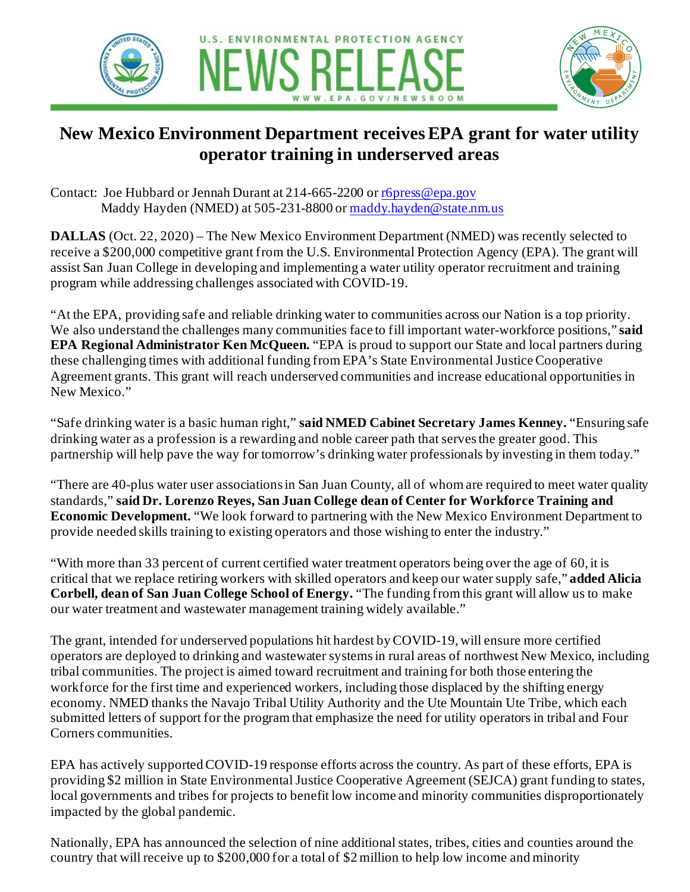U.S. ENVIRONMENTAL PROTECTION AGENCY

NEWS RELEASE

WWW.EPA.GOV/NEWSROOM

# New Mexico Environment Department receives EPA grant for water utility operator training in underserved areas

Contact: Joe Hubbard or Jennah Durant at 214-665-2200 or r6press@epa.gov
Maddy Hayden (NMED) at 505-231-8800 or maddy.hayden@state.nm.us

**DALLAS** (Oct. 22, 2020) – The New Mexico Environment Department (NMED) was recently selected to receive a $200,000 competitive grant from the U.S. Environmental Protection Agency (EPA). The grant will assist San Juan College in developing and implementing a water utility operator recruitment and training program while addressing challenges associated with COVID-19.

"At the EPA, providing safe and reliable drinking water to communities across our Nation is a top priority. We also understand the challenges many communities face to fill important water-workforce positions," **said EPA Regional Administrator Ken McQueen.** "EPA is proud to support our State and local partners during these challenging times with additional funding from EPA's State Environmental Justice Cooperative Agreement grants. This grant will reach underserved communities and increase educational opportunities in New Mexico."

"Safe drinking water is a basic human right," **said NMED Cabinet Secretary James Kenney.** "Ensuring safe drinking water as a profession is a rewarding and noble career path that serves the greater good. This partnership will help pave the way for tomorrow's drinking water professionals by investing in them today."

"There are 40-plus water user associations in San Juan County, all of whom are required to meet water quality standards," **said Dr. Lorenzo Reyes, San Juan College dean of Center for Workforce Training and Economic Development.** "We look forward to partnering with the New Mexico Environment Department to provide needed skills training to existing operators and those wishing to enter the industry."

"With more than 33 percent of current certified water treatment operators being over the age of 60, it is critical that we replace retiring workers with skilled operators and keep our water supply safe," **added Alicia Corbell, dean of San Juan College School of Energy.** "The funding from this grant will allow us to make our water treatment and wastewater management training widely available."

The grant, intended for underserved populations hit hardest by COVID-19, will ensure more certified operators are deployed to drinking and wastewater systems in rural areas of northwest New Mexico, including tribal communities. The project is aimed toward recruitment and training for both those entering the workforce for the first time and experienced workers, including those displaced by the shifting energy economy. NMED thanks the Navajo Tribal Utility Authority and the Ute Mountain Ute Tribe, which each submitted letters of support for the program that emphasize the need for utility operators in tribal and Four Corners communities.

EPA has actively supported COVID-19 response efforts across the country. As part of these efforts, EPA is providing $2 million in State Environmental Justice Cooperative Agreement (SEJCA) grant funding to states, local governments and tribes for projects to benefit low income and minority communities disproportionately impacted by the global pandemic.

Nationally, EPA has announced the selection of nine additional states, tribes, cities and counties around the country that will receive up to $200,000 for a total of $2 million to help low income and minority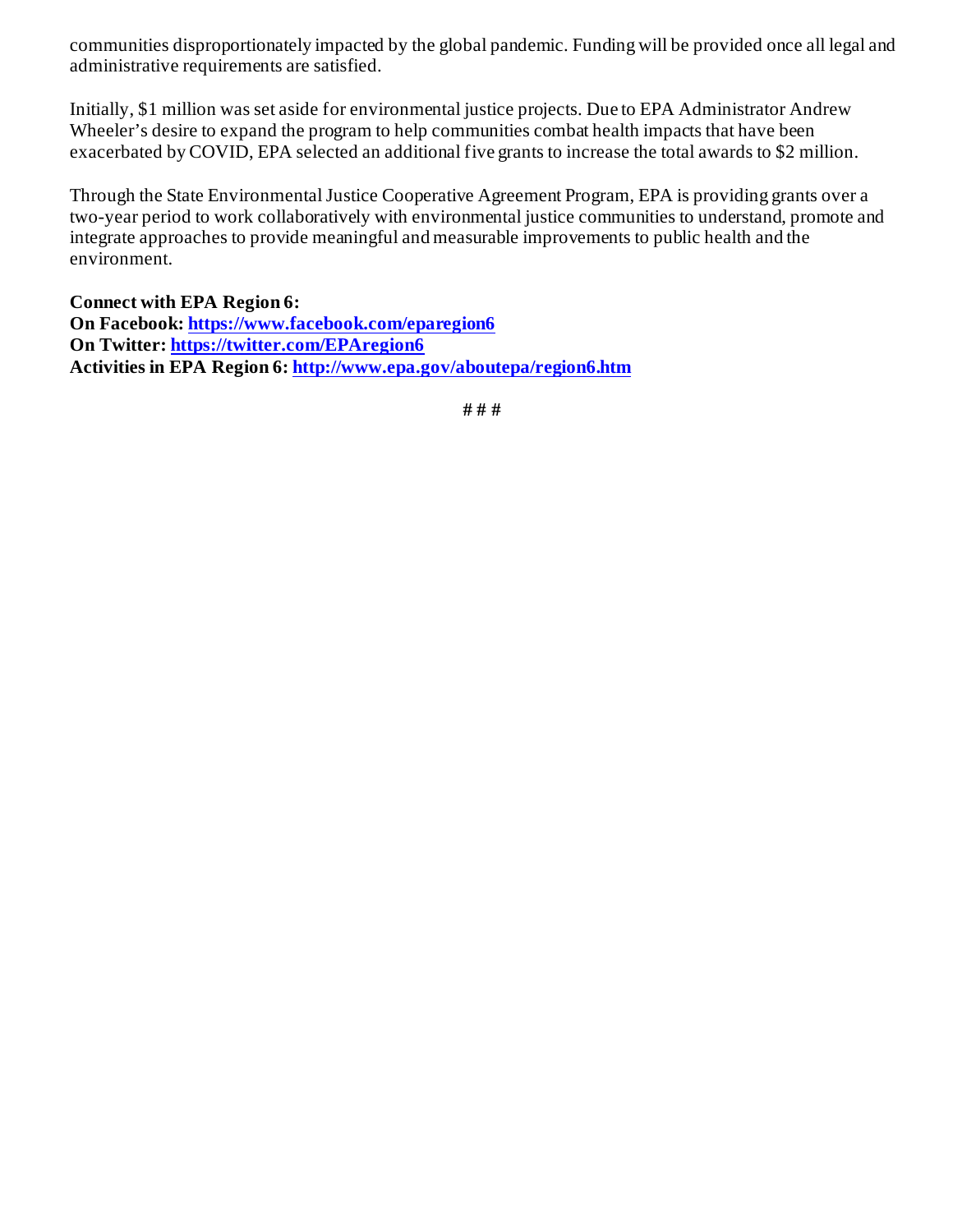communities disproportionately impacted by the global pandemic. Funding will be provided once all legal and administrative requirements are satisfied.

Initially, $1 million was set aside for environmental justice projects. Due to EPA Administrator Andrew Wheeler's desire to expand the program to help communities combat health impacts that have been exacerbated by COVID, EPA selected an additional five grants to increase the total awards to $2 million.

Through the State Environmental Justice Cooperative Agreement Program, EPA is providing grants over a two-year period to work collaboratively with environmental justice communities to understand, promote and integrate approaches to provide meaningful and measurable improvements to public health and the environment.

**Connect with EPA Region 6:**
**On Facebook: [https://www.facebook.com/eparegion6](https://www.facebook.com/eparegion6)**
**On Twitter: [https://twitter.com/EPAregion6](https://twitter.com/EPAregion6)**
**Activities in EPA Region 6: [http://www.epa.gov/aboutepa/region6.htm](http://www.epa.gov/aboutepa/region6.htm)**

**# # #**